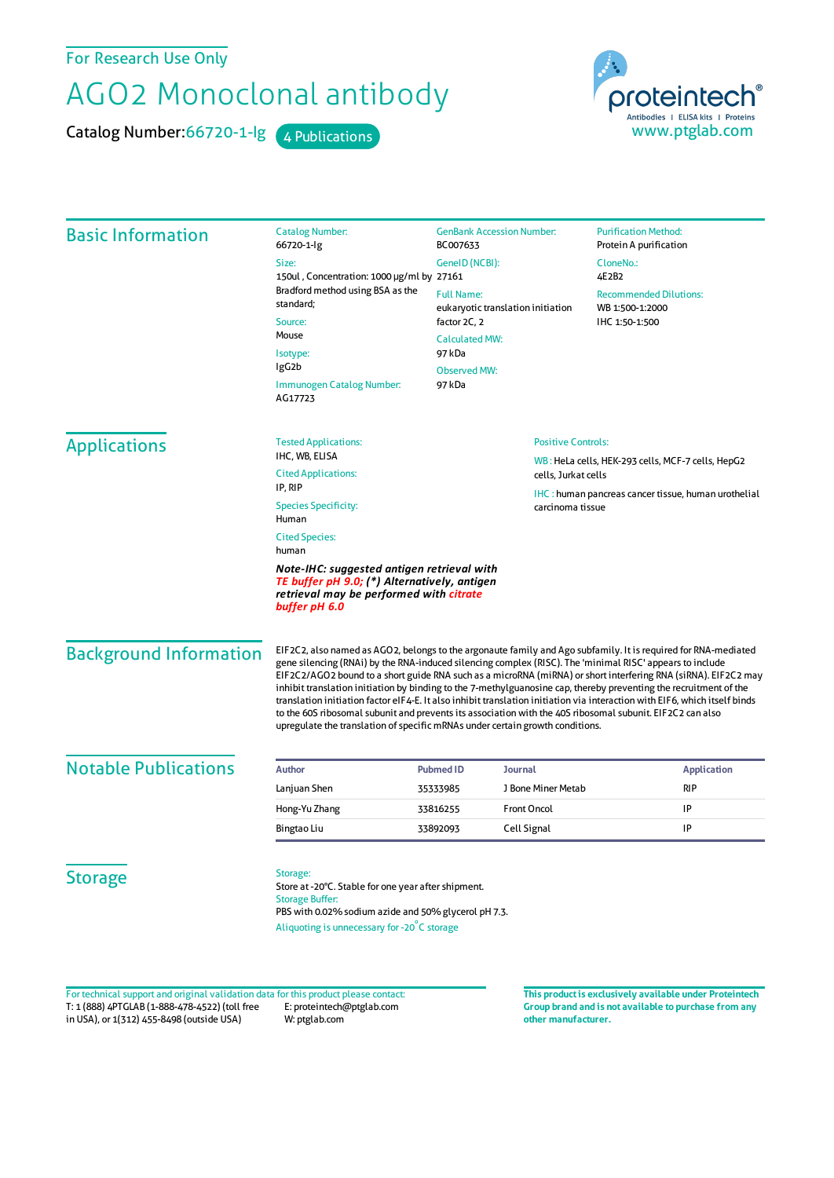For Research Use Only

# AGO2 Monoclonal antibody

Catalog Number:66720-1-Ig    4 Publications

proteintech®
Antibodies | ELISA kits | Proteins
www.ptglab.com

## Basic Information

Catalog Number:
66720-1-Ig

Size:
150ul , Concentration: 1000 μg/ml by Bradford method using BSA as the standard;

Source:
Mouse

Isotype:
IgG2b

Immunogen Catalog Number:
AG17723

GenBank Accession Number:
BC007633

GeneID (NCBI):
27161

Full Name:
eukaryotic translation initiation factor 2C, 2

Calculated MW:
97 kDa

Observed MW:
97 kDa

Purification Method:
Protein A purification

CloneNo.:
4E2B2

Recommended Dilutions:
WB 1:500-1:2000
IHC 1:50-1:500

## Applications

Tested Applications:
IHC, WB, ELISA

Cited Applications:
IP, RIP

Species Specificity:
Human

Cited Species:
human

***Note-IHC: suggested antigen retrieval with TE buffer pH 9.0; (\*) Alternatively, antigen retrieval may be performed with citrate buffer pH 6.0***

Positive Controls:

WB : HeLa cells, HEK-293 cells, MCF-7 cells, HepG2 cells, Jurkat cells

IHC : human pancreas cancer tissue, human urothelial carcinoma tissue

## Background Information

EIF2C2, also named as AGO2, belongs to the argonaute family and Ago subfamily. It is required for RNA-mediated gene silencing (RNAi) by the RNA-induced silencing complex (RISC). The 'minimal RISC' appears to include EIF2C2/AGO2 bound to a short guide RNA such as a microRNA (miRNA) or short interfering RNA (siRNA). EIF2C2 may inhibit translation initiation by binding to the 7-methylguanosine cap, thereby preventing the recruitment of the translation initiation factor eIF4-E. It also inhibit translation initiation via interaction with EIF6, which itself binds to the 60S ribosomal subunit and prevents its association with the 40S ribosomal subunit. EIF2C2 can also upregulate the translation of specific mRNAs under certain growth conditions.

## Notable Publications

| Author | Pubmed ID | Journal | Application |
|---|---|---|---|
| Lanjuan Shen | 35333985 | J Bone Miner Metab | RIP |
| Hong-Yu Zhang | 33816255 | Front Oncol | IP |
| Bingtao Liu | 33892093 | Cell Signal | IP |

## Storage

Storage:
Store at -20°C. Stable for one year after shipment.
Storage Buffer:
PBS with 0.02% sodium azide and 50% glycerol pH 7.3.
Aliquoting is unnecessary for -20°C storage

For technical support and original validation data for this product please contact:
T: 1 (888) 4PTGLAB (1-888-478-4522) (toll free in USA), or 1(312) 455-8498 (outside USA)
E: proteintech@ptglab.com
W: ptglab.com

**This product is exclusively available under Proteintech Group brand and is not available to purchase from any other manufacturer.**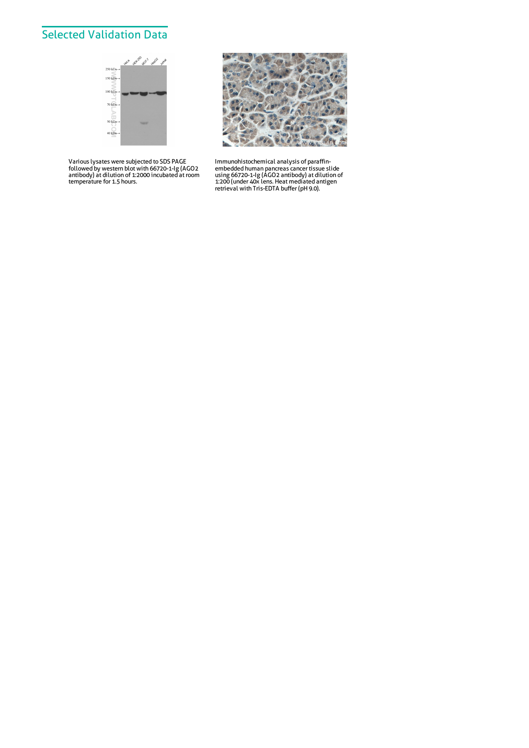## Selected Validation Data

Various lysates were subjected to SDS PAGE followed by western blot with 66720-1-Ig (AGO2 antibody) at dilution of 1:2000 incubated at room temperature for 1.5 hours.

Immunohistochemical analysis of paraffin-embedded human pancreas cancer tissue slide using 66720-1-Ig (AGO2 antibody) at dilution of 1:200 (under 40x lens. Heat mediated antigen retrieval with Tris-EDTA buffer (pH 9.0).